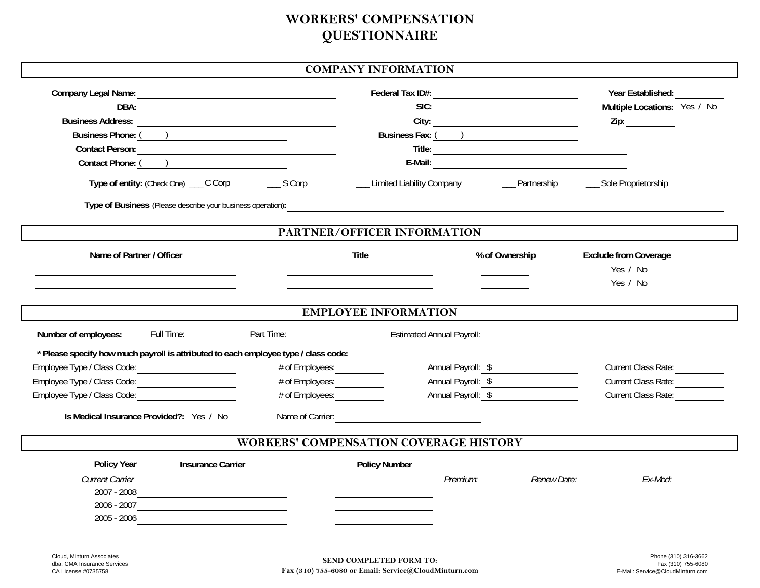# WORKERS' COMPENSATION QUESTIONNAIRE

## COMPANY INFORMATION

**Company Legal Name:** ______________________ **Federal Tax ID#:** ______________________ **Year Established:** __________

**DBA:** ______________________ **SIC:** ______________________ **Multiple Locations:** Yes / No

**Business Address:** ______________________ **City:** ______________________ **Zip:** __________

**Business Phone:** ( ) ______________________ **Business Fax:** ( ) ______________________

**Contact Person:** ______________________ **Title:** ______________________

**Contact Phone:** ( ) ______________________ **E-Mail:** ______________________

**Type of entity:** (Check One) ___ C Corp ___ S Corp ___ Limited Liability Company ___ Partnership ___ Sole Proprietorship

**Type of Business** (Please describe your business operation)**:** ______________________

## PARTNER/OFFICER INFORMATION

| Name of Partner / Officer | Title | % of Ownership | Exclude from Coverage |
|---|---|---|---|
| | | | Yes / No |
| | | | Yes / No |

## EMPLOYEE INFORMATION

**Number of employees:** Full Time: __________ Part Time: __________ Estimated Annual Payroll: ______________________

**\* Please specify how much payroll is attributed to each employee type / class code:**

| Employee Type / Class Code: | # of Employees: | Annual Payroll: $ | Current Class Rate: |
|---|---|---|---|
| Employee Type / Class Code: | # of Employees: | Annual Payroll: $ | Current Class Rate: |
| Employee Type / Class Code: | # of Employees: | Annual Payroll: $ | Current Class Rate: |
| Employee Type / Class Code: | # of Employees: | Annual Payroll: $ | Current Class Rate: |

**Is Medical Insurance Provided?:** Yes / No Name of Carrier: ______________________

## WORKERS' COMPENSATION COVERAGE HISTORY

| Policy Year | Insurance Carrier | Policy Number | | | |
|---|---|---|---|---|---|
| *Current Carrier* | | | *Premium:* | *Renew Date:* | *Ex-Mod:* |
| 2007 - 2008 | | | | | |
| 2006 - 2007 | | | | | |
| 2005 - 2006 | | | | | |

Cloud, Minturn Associates
dba: CMA Insurance Services
CA License #0735758

**SEND COMPLETED FORM TO:**
**Fax (310) 755-6080 or Email: Service@CloudMinturn.com**

Phone (310) 316-3662
Fax (310) 755-6080
E-Mail: Service@CloudMinturn.com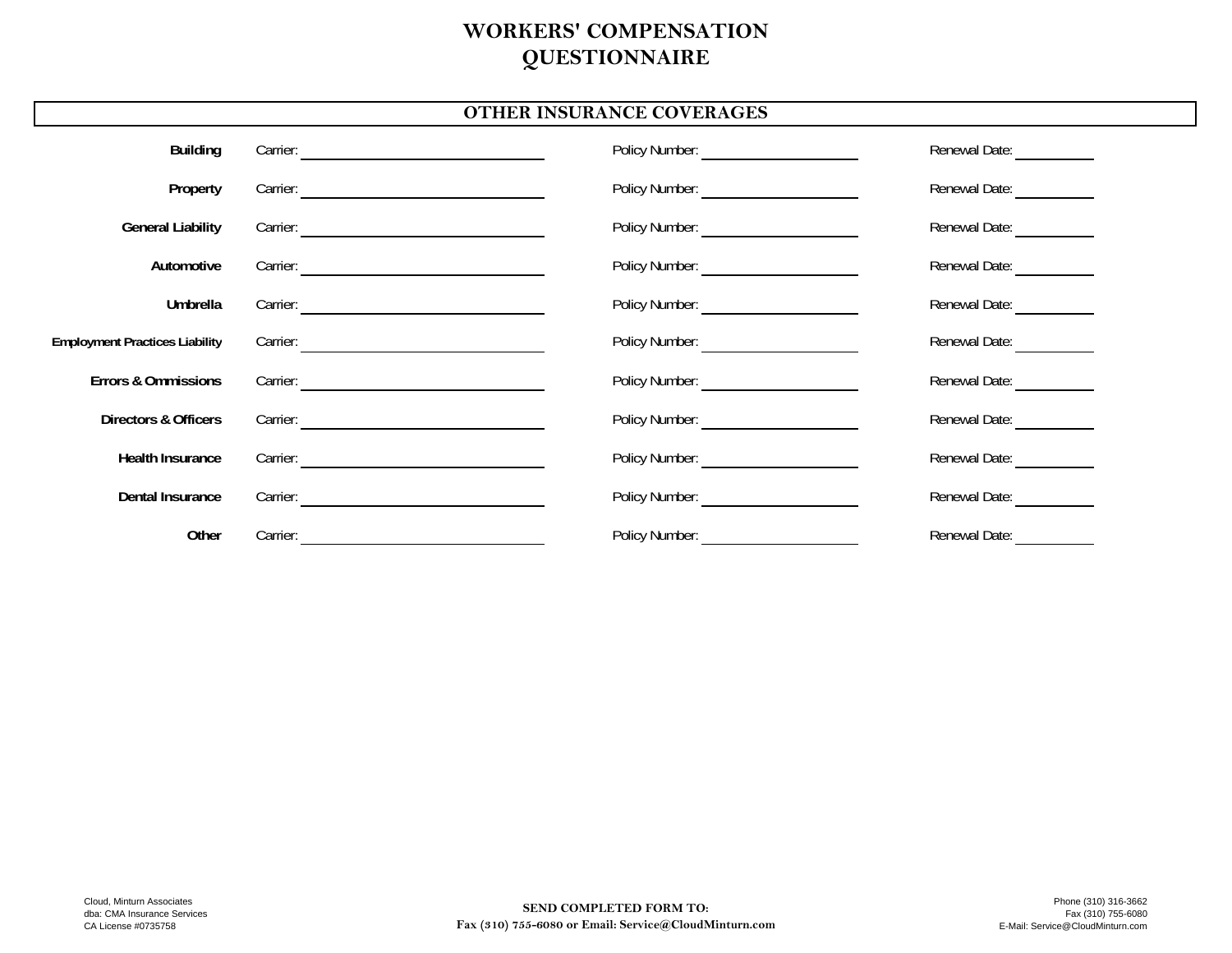# WORKERS' COMPENSATION QUESTIONNAIRE

## OTHER INSURANCE COVERAGES

| | | | |
|---|---|---|---|
| **Building** | Carrier: ______________ | Policy Number: ______________ | Renewal Date: __________ |
| **Property** | Carrier: ______________ | Policy Number: ______________ | Renewal Date: __________ |
| **General Liability** | Carrier: ______________ | Policy Number: ______________ | Renewal Date: __________ |
| **Automotive** | Carrier: ______________ | Policy Number: ______________ | Renewal Date: __________ |
| **Umbrella** | Carrier: ______________ | Policy Number: ______________ | Renewal Date: __________ |
| **Employment Practices Liability** | Carrier: ______________ | Policy Number: ______________ | Renewal Date: __________ |
| **Errors & Ommissions** | Carrier: ______________ | Policy Number: ______________ | Renewal Date: __________ |
| **Directors & Officers** | Carrier: ______________ | Policy Number: ______________ | Renewal Date: __________ |
| **Health Insurance** | Carrier: ______________ | Policy Number: ______________ | Renewal Date: __________ |
| **Dental Insurance** | Carrier: ______________ | Policy Number: ______________ | Renewal Date: __________ |
| **Other** | Carrier: ______________ | Policy Number: ______________ | Renewal Date: __________ |

Cloud, Minturn Associates
dba: CMA Insurance Services
CA License #0735758

**SEND COMPLETED FORM TO:**
**Fax (310) 755-6080 or Email: Service@CloudMinturn.com**

Phone (310) 316-3662
Fax (310) 755-6080
E-Mail: Service@CloudMinturn.com